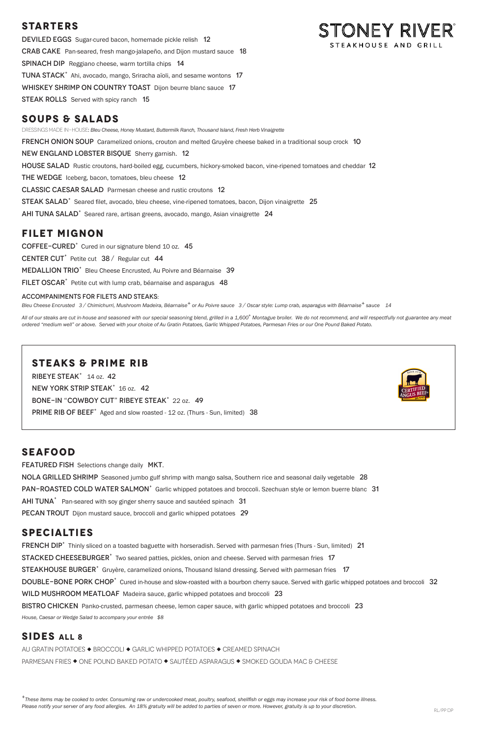# STONEY RIVER

STEAKHOUSE AND GRILL

## STARTERS

DEVILED EGGS Sugar-cured bacon, homemade pickle relish 12

CRAB CAKE Pan-seared, fresh mango-jalapeño, and Dijon mustard sauce 18

SPINACH DIP Reggiano cheese, warm tortilla chips 14

TUNA STACK+ Ahi, avocado, mango, Sriracha aïoli, and sesame wontons 17

WHISKEY SHRIMP ON COUNTRY TOAST Dijon beurre blanc sauce 17

STEAK ROLLS Served with spicy ranch 15

## SOUPS & SALADS

DRESSINGS MADE IN-HOUSE: *Bleu Cheese, Honey Mustard, Buttermilk Ranch, Thousand Island, Fresh Herb Vinaigrette*

FRENCH ONION SOUP Caramelized onions, crouton and melted Gruyère cheese baked in a traditional soup crock 10

NEW ENGLAND LOBSTER BISQUE Sherry garnish. 12

HOUSE SALAD Rustic croutons, hard-boiled egg, cucumbers, hickory-smoked bacon, vine-ripened tomatoes and cheddar 12

THE WEDGE Iceberg, bacon, tomatoes, bleu cheese 12

CLASSIC CAESAR SALAD Parmesan cheese and rustic croutons 12

STEAK SALAD+ Seared filet, avocado, bleu cheese, vine-ripened tomatoes, bacon, Dijon vinaigrette 25

AHI TUNA SALAD+ Seared rare, artisan greens, avocado, mango, Asian vinaigrette 24

## FILET MIGNON

COFFEE-CURED+ Cured in our signature blend 10 oz. 45

CENTER CUT+ Petite cut 38 / Regular cut 44

MEDALLION TRIO+ Bleu Cheese Encrusted, Au Poivre and Béarnaise 39

FILET OSCAR+ Petite cut with lump crab, béarnaise and asparagus 48

ACCOMPANIMENTS FOR FILETS AND STEAKS:
*Bleu Cheese Encrusted 3 / Chimichurri, Mushroom Madeira, Béarnaise+ or Au Poivre sauce 3 / Oscar style: Lump crab, asparagus with Béarnaise+ sauce 14*

*All of our steaks are cut in-house and seasoned with our special seasoning blend, grilled in a 1,600° Montague broiler. We do not recommend, and will respectfully not guarantee any meat ordered "medium well" or above. Served with your choice of Au Gratin Potatoes, Garlic Whipped Potatoes, Parmesan Fries or our One Pound Baked Potato.*

## STEAKS & PRIME RIB

RIBEYE STEAK+ 14 oz. 42

NEW YORK STRIP STEAK+ 16 oz. 42

BONE-IN "COWBOY CUT" RIBEYE STEAK+ 22 oz. 49

PRIME RIB OF BEEF+ Aged and slow roasted - 12 oz. (Thurs - Sun, limited) 38

CERTIFIED ANGUS BEEF®

## SEAFOOD

FEATURED FISH Selections change daily MKT.

NOLA GRILLED SHRIMP Seasoned jumbo gulf shrimp with mango salsa, Southern rice and seasonal daily vegetable 28

PAN-ROASTED COLD WATER SALMON+ Garlic whipped potatoes and broccoli. Szechuan style or lemon buerre blanc 31

AHI TUNA+ Pan-seared with soy ginger sherry sauce and sautéed spinach 31

PECAN TROUT Dijon mustard sauce, broccoli and garlic whipped potatoes 29

## SPECIALTIES

FRENCH DIP+ Thinly sliced on a toasted baguette with horseradish. Served with parmesan fries (Thurs - Sun, limited) 21

STACKED CHEESEBURGER+ Two seared patties, pickles, onion and cheese. Served with parmesan fries 17

STEAKHOUSE BURGER+ Gruyère, caramelized onions, Thousand Island dressing. Served with parmesan fries 17

DOUBLE-BONE PORK CHOP+ Cured in-house and slow-roasted with a bourbon cherry sauce. Served with garlic whipped potatoes and broccoli 32

WILD MUSHROOM MEATLOAF Madeira sauce, garlic whipped potatoes and broccoli 23

BISTRO CHICKEN Panko-crusted, parmesan cheese, lemon caper sauce, with garlic whipped potatoes and broccoli 23

*House, Caesar or Wedge Salad to accompany your entrée $8*

## SIDES ALL 8

AU GRATIN POTATOES ◆ BROCCOLI ◆ GARLIC WHIPPED POTATOES ◆ CREAMED SPINACH

PARMESAN FRIES ◆ ONE POUND BAKED POTATO ◆ SAUTÉED ASPARAGUS ◆ SMOKED GOUDA MAC & CHEESE

+*These items may be cooked to order. Consuming raw or undercooked meat, poultry, seafood, shellfish or eggs may increase your risk of food borne illness. Please notify your server of any food allergies. An 18% gratuity will be added to parties of seven or more. However, gratuity is up to your discretion.*

RL/PP DP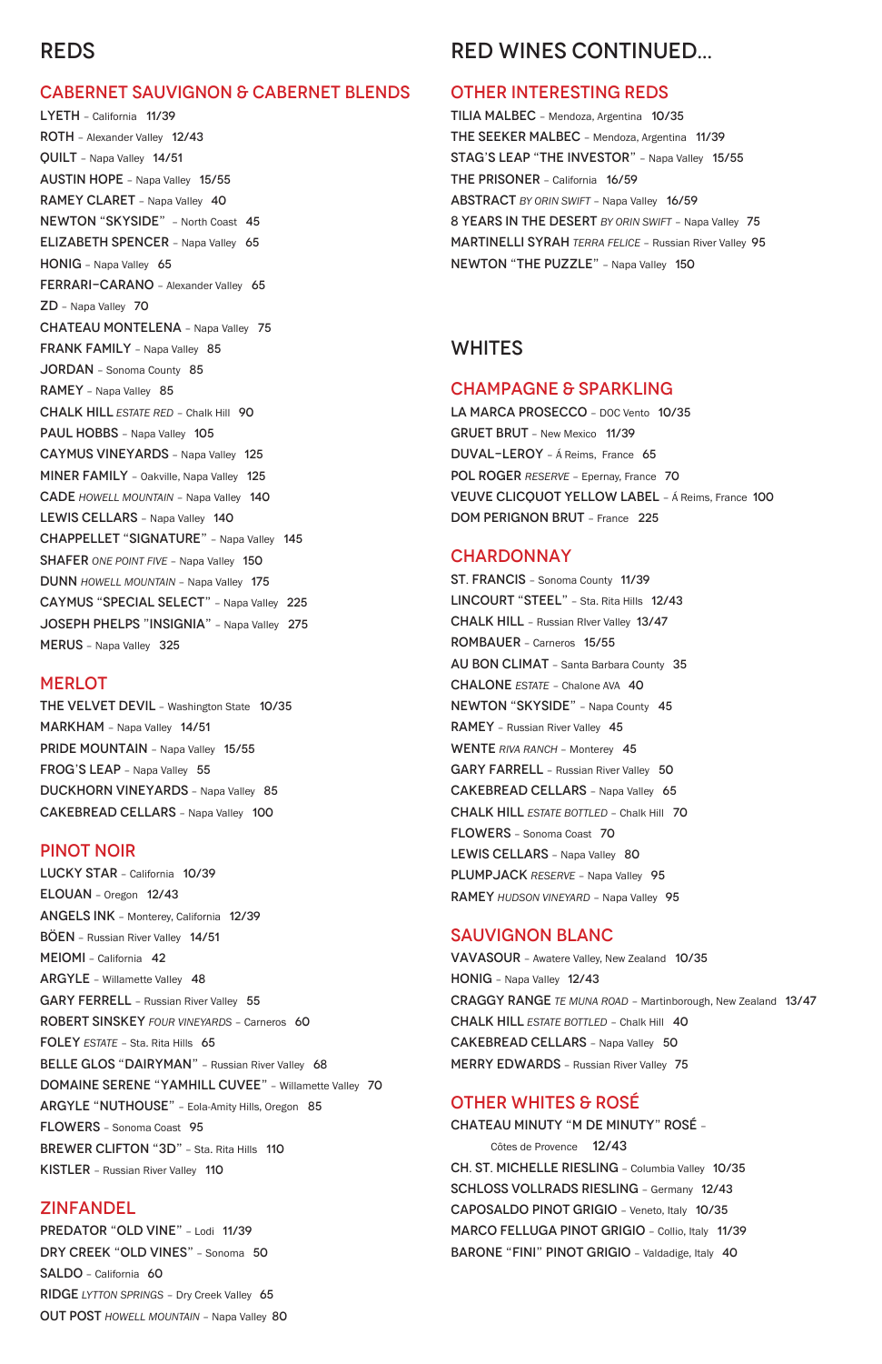# REDS

## CABERNET SAUVIGNON & CABERNET BLENDS

LYETH – California 11/39
ROTH – Alexander Valley 12/43
QUILT – Napa Valley 14/51
AUSTIN HOPE – Napa Valley 15/55
RAMEY CLARET – Napa Valley 40
NEWTON "SKYSIDE" – North Coast 45
ELIZABETH SPENCER – Napa Valley 65
HONIG – Napa Valley 65
FERRARI-CARANO – Alexander Valley 65
ZD – Napa Valley 70
CHATEAU MONTELENA – Napa Valley 75
FRANK FAMILY – Napa Valley 85
JORDAN – Sonoma County 85
RAMEY – Napa Valley 85
CHALK HILL *ESTATE RED* – Chalk Hill 90
PAUL HOBBS – Napa Valley 105
CAYMUS VINEYARDS – Napa Valley 125
MINER FAMILY – Oakville, Napa Valley 125
CADE *HOWELL MOUNTAIN* – Napa Valley 140
LEWIS CELLARS – Napa Valley 140
CHAPPELLET "SIGNATURE" – Napa Valley 145
SHAFER *ONE POINT FIVE* – Napa Valley 150
DUNN *HOWELL MOUNTAIN* – Napa Valley 175
CAYMUS "SPECIAL SELECT" – Napa Valley 225
JOSEPH PHELPS "INSIGNIA" – Napa Valley 275
MERUS – Napa Valley 325

## MERLOT

THE VELVET DEVIL – Washington State 10/35
MARKHAM – Napa Valley 14/51
PRIDE MOUNTAIN – Napa Valley 15/55
FROG'S LEAP – Napa Valley 55
DUCKHORN VINEYARDS – Napa Valley 85
CAKEBREAD CELLARS – Napa Valley 100

## PINOT NOIR

LUCKY STAR – California 10/39
ELOUAN – Oregon 12/43
ANGELS INK – Monterey, California 12/39
BÖEN – Russian River Valley 14/51
MEIOMI – California 42
ARGYLE – Willamette Valley 48
GARY FERRELL – Russian River Valley 55
ROBERT SINSKEY *FOUR VINEYARDS* – Carneros 60
FOLEY *ESTATE* – Sta. Rita Hills 65
BELLE GLOS "DAIRYMAN" – Russian River Valley 68
DOMAINE SERENE "YAMHILL CUVEE" – Willamette Valley 70
ARGYLE "NUTHOUSE" – Eola-Amity Hills, Oregon 85
FLOWERS – Sonoma Coast 95
BREWER CLIFTON "3D" – Sta. Rita Hills 110
KISTLER – Russian River Valley 110

## ZINFANDEL

PREDATOR "OLD VINE" – Lodi 11/39
DRY CREEK "OLD VINES" – Sonoma 50
SALDO – California 60
RIDGE *LYTTON SPRINGS* – Dry Creek Valley 65
OUT POST *HOWELL MOUNTAIN* – Napa Valley 80

# RED WINES CONTINUED...

## OTHER INTERESTING REDS

TILIA MALBEC – Mendoza, Argentina 10/35
THE SEEKER MALBEC – Mendoza, Argentina 11/39
STAG'S LEAP "THE INVESTOR" – Napa Valley 15/55
THE PRISONER – California 16/59
ABSTRACT *BY ORIN SWIFT* – Napa Valley 16/59
8 YEARS IN THE DESERT *BY ORIN SWIFT* – Napa Valley 75
MARTINELLI SYRAH *TERRA FELICE* – Russian River Valley 95
NEWTON "THE PUZZLE" – Napa Valley 150

# WHITES

## CHAMPAGNE & SPARKLING

LA MARCA PROSECCO – DOC Vento 10/35
GRUET BRUT – New Mexico 11/39
DUVAL-LEROY – Á Reims, France 65
POL ROGER *RESERVE* – Epernay, France 70
VEUVE CLICQUOT YELLOW LABEL – Á Reims, France 100
DOM PERIGNON BRUT – France 225

## CHARDONNAY

ST. FRANCIS – Sonoma County 11/39
LINCOURT "STEEL" – Sta. Rita Hills 12/43
CHALK HILL – Russian RIver Valley 13/47
ROMBAUER – Carneros 15/55
AU BON CLIMAT – Santa Barbara County 35
CHALONE *ESTATE* – Chalone AVA 40
NEWTON "SKYSIDE" – Napa County 45
RAMEY – Russian River Valley 45
WENTE *RIVA RANCH* – Monterey 45
GARY FARRELL – Russian River Valley 50
CAKEBREAD CELLARS – Napa Valley 65
CHALK HILL *ESTATE BOTTLED* – Chalk Hill 70
FLOWERS – Sonoma Coast 70
LEWIS CELLARS – Napa Valley 80
PLUMPJACK *RESERVE* – Napa Valley 95
RAMEY *HUDSON VINEYARD* – Napa Valley 95

## SAUVIGNON BLANC

VAVASOUR – Awatere Valley, New Zealand 10/35
HONIG – Napa Valley 12/43
CRAGGY RANGE *TE MUNA ROAD* – Martinborough, New Zealand 13/47
CHALK HILL *ESTATE BOTTLED* – Chalk Hill 40
CAKEBREAD CELLARS – Napa Valley 50
MERRY EDWARDS – Russian River Valley 75

## OTHER WHITES & ROSÉ

CHATEAU MINUTY "M DE MINUTY" ROSÉ – Côtes de Provence 12/43
CH. ST. MICHELLE RIESLING – Columbia Valley 10/35
SCHLOSS VOLLRADS RIESLING – Germany 12/43
CAPOSALDO PINOT GRIGIO – Veneto, Italy 10/35
MARCO FELLUGA PINOT GRIGIO – Collio, Italy 11/39
BARONE "FINI" PINOT GRIGIO – Valdadige, Italy 40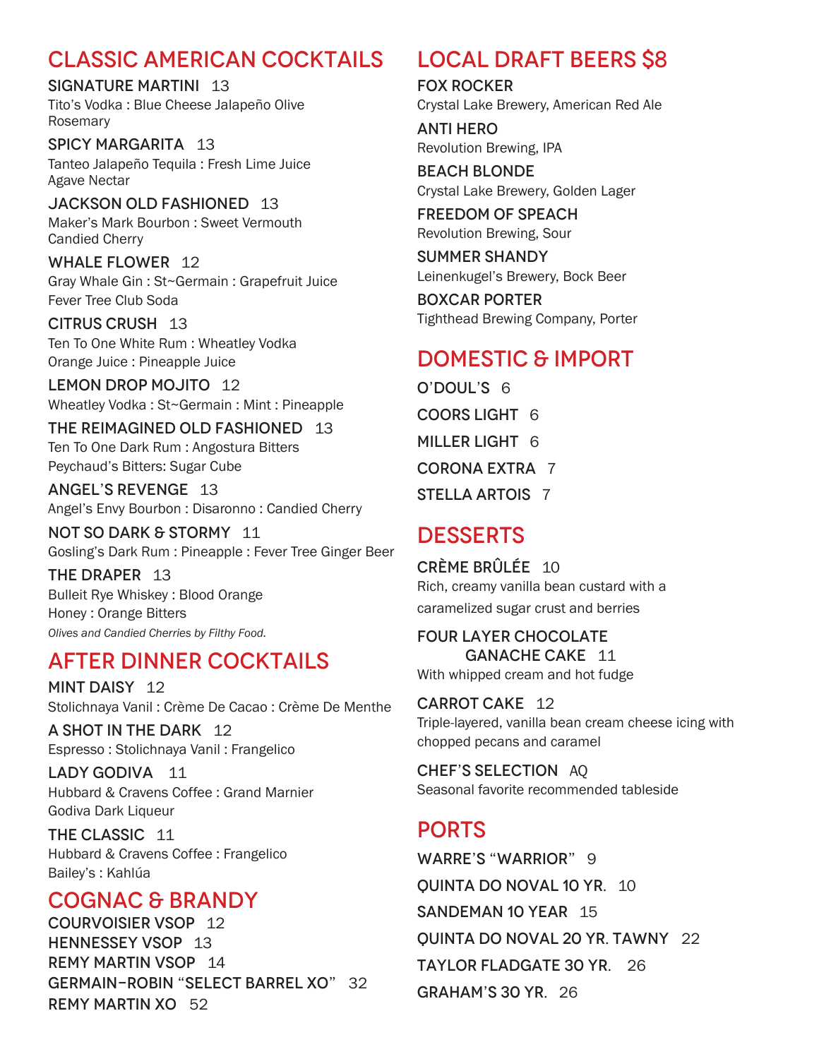## CLASSIC AMERICAN COCKTAILS

**SIGNATURE MARTINI** 13
Tito's Vodka : Blue Cheese Jalapeño Olive
Rosemary

**SPICY MARGARITA** 13
Tanteo Jalapeño Tequila : Fresh Lime Juice
Agave Nectar

**JACKSON OLD FASHIONED** 13
Maker's Mark Bourbon : Sweet Vermouth
Candied Cherry

**WHALE FLOWER** 12
Gray Whale Gin : St~Germain : Grapefruit Juice
Fever Tree Club Soda

**CITRUS CRUSH** 13
Ten To One White Rum : Wheatley Vodka
Orange Juice : Pineapple Juice

**LEMON DROP MOJITO** 12
Wheatley Vodka : St~Germain : Mint : Pineapple

**THE REIMAGINED OLD FASHIONED** 13
Ten To One Dark Rum : Angostura Bitters
Peychaud's Bitters: Sugar Cube

**ANGEL'S REVENGE** 13
Angel's Envy Bourbon : Disaronno : Candied Cherry

**NOT SO DARK & STORMY** 11
Gosling's Dark Rum : Pineapple : Fever Tree Ginger Beer

**THE DRAPER** 13
Bulleit Rye Whiskey : Blood Orange
Honey : Orange Bitters

*Olives and Candied Cherries by Filthy Food.*

## AFTER DINNER COCKTAILS

**MINT DAISY** 12
Stolichnaya Vanil : Crème De Cacao : Crème De Menthe

**A SHOT IN THE DARK** 12
Espresso : Stolichnaya Vanil : Frangelico

**LADY GODIVA** 11
Hubbard & Cravens Coffee : Grand Marnier
Godiva Dark Liqueur

**THE CLASSIC** 11
Hubbard & Cravens Coffee : Frangelico
Bailey's : Kahlúa

## COGNAC & BRANDY

**COURVOISIER VSOP** 12
**HENNESSEY VSOP** 13
**REMY MARTIN VSOP** 14
**GERMAIN-ROBIN "SELECT BARREL XO"** 32
**REMY MARTIN XO** 52

## LOCAL DRAFT BEERS $8

**FOX ROCKER**
Crystal Lake Brewery, American Red Ale

**ANTI HERO**
Revolution Brewing, IPA

**BEACH BLONDE**
Crystal Lake Brewery, Golden Lager

**FREEDOM OF SPEACH**
Revolution Brewing, Sour

**SUMMER SHANDY**
Leinenkugel's Brewery, Bock Beer

**BOXCAR PORTER**
Tighthead Brewing Company, Porter

## DOMESTIC & IMPORT

**O'DOUL'S** 6
**COORS LIGHT** 6
**MILLER LIGHT** 6
**CORONA EXTRA** 7
**STELLA ARTOIS** 7

## DESSERTS

**CRÈME BRÛLÉE** 10
Rich, creamy vanilla bean custard with a caramelized sugar crust and berries

**FOUR LAYER CHOCOLATE GANACHE CAKE** 11
With whipped cream and hot fudge

**CARROT CAKE** 12
Triple-layered, vanilla bean cream cheese icing with chopped pecans and caramel

**CHEF'S SELECTION** AQ
Seasonal favorite recommended tableside

## PORTS

**WARRE'S "WARRIOR"** 9
**QUINTA DO NOVAL 10 YR.** 10
**SANDEMAN 10 YEAR** 15
**QUINTA DO NOVAL 20 YR. TAWNY** 22
**TAYLOR FLADGATE 30 YR.** 26
**GRAHAM'S 30 YR.** 26